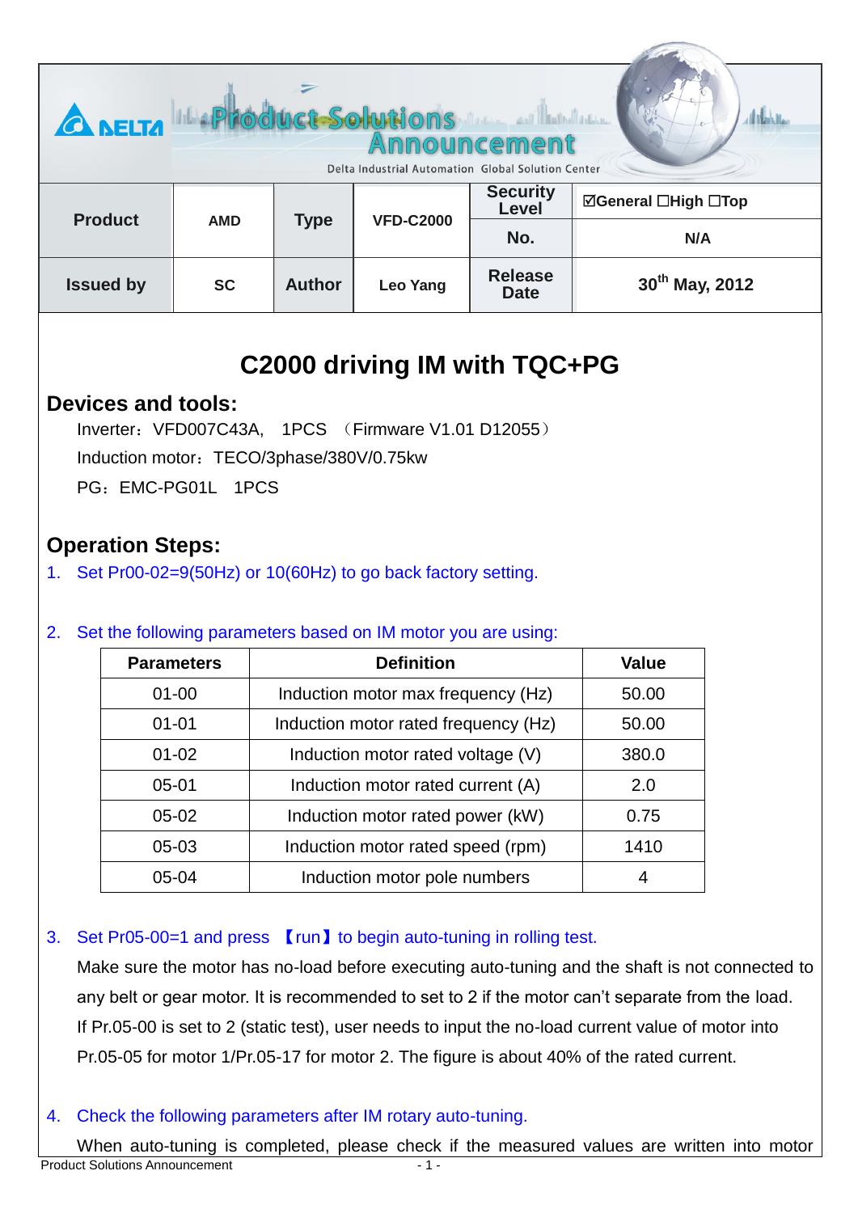| Product | AMD | Type | VFD-C2000 | Security Level | ☑General ☐High ☐Top |
|---|---|---|---|---|---|
| | | | | No. | N/A |
| Issued by | SC | Author | Leo Yang | Release Date | 30th May, 2012 |

# C2000 driving IM with TQC+PG

## Devices and tools:

Inverter：VFD007C43A,　1PCS　（Firmware V1.01 D12055）

Induction motor：TECO/3phase/380V/0.75kw

PG：EMC-PG01L　1PCS

## Operation Steps:

1. Set Pr00-02=9(50Hz) or 10(60Hz) to go back factory setting.

2. Set the following parameters based on IM motor you are using:

| Parameters | Definition | Value |
|---|---|---|
| 01-00 | Induction motor max frequency (Hz) | 50.00 |
| 01-01 | Induction motor rated frequency (Hz) | 50.00 |
| 01-02 | Induction motor rated voltage (V) | 380.0 |
| 05-01 | Induction motor rated current (A) | 2.0 |
| 05-02 | Induction motor rated power (kW) | 0.75 |
| 05-03 | Induction motor rated speed (rpm) | 1410 |
| 05-04 | Induction motor pole numbers | 4 |

3. Set Pr05-00=1 and press 【run】to begin auto-tuning in rolling test.

   Make sure the motor has no-load before executing auto-tuning and the shaft is not connected to any belt or gear motor. It is recommended to set to 2 if the motor can't separate from the load. If Pr.05-00 is set to 2 (static test), user needs to input the no-load current value of motor into Pr.05-05 for motor 1/Pr.05-17 for motor 2. The figure is about 40% of the rated current.

4. Check the following parameters after IM rotary auto-tuning.

   When auto-tuning is completed, please check if the measured values are written into motor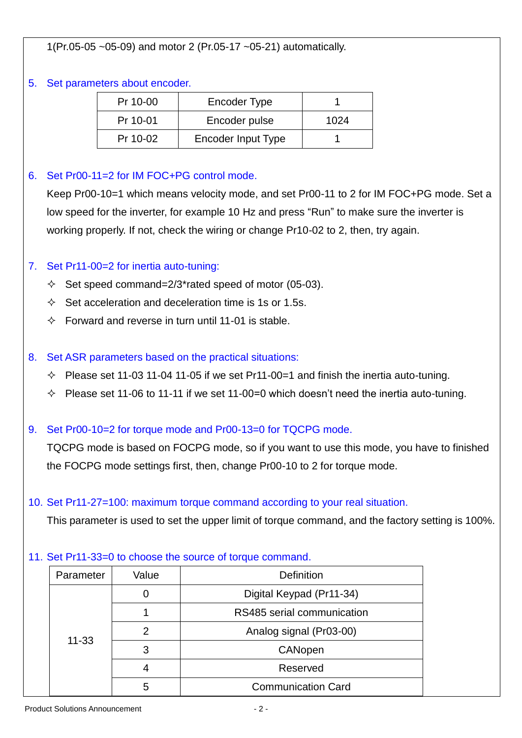1(Pr.05-05 ~05-09) and motor 2 (Pr.05-17 ~05-21) automatically.

5. Set parameters about encoder.

| Pr 10-00 | Encoder Type | 1 |
|---|---|---|
| Pr 10-01 | Encoder pulse | 1024 |
| Pr 10-02 | Encoder Input Type | 1 |

6. Set Pr00-11=2 for IM FOC+PG control mode.

   Keep Pr00-10=1 which means velocity mode, and set Pr00-11 to 2 for IM FOC+PG mode. Set a low speed for the inverter, for example 10 Hz and press “Run” to make sure the inverter is working properly. If not, check the wiring or change Pr10-02 to 2, then, try again.

7. Set Pr11-00=2 for inertia auto-tuning:
   - ✧ Set speed command=2/3*rated speed of motor (05-03).
   - ✧ Set acceleration and deceleration time is 1s or 1.5s.
   - ✧ Forward and reverse in turn until 11-01 is stable.

8. Set ASR parameters based on the practical situations:
   - ✧ Please set 11-03 11-04 11-05 if we set Pr11-00=1 and finish the inertia auto-tuning.
   - ✧ Please set 11-06 to 11-11 if we set 11-00=0 which doesn’t need the inertia auto-tuning.

9. Set Pr00-10=2 for torque mode and Pr00-13=0 for TQCPG mode.

   TQCPG mode is based on FOCPG mode, so if you want to use this mode, you have to finished the FOCPG mode settings first, then, change Pr00-10 to 2 for torque mode.

10. Set Pr11-27=100: maximum torque command according to your real situation.

    This parameter is used to set the upper limit of torque command, and the factory setting is 100%.

11. Set Pr11-33=0 to choose the source of torque command.

| Parameter | Value | Definition |
|---|---|---|
| 11-33 | 0 | Digital Keypad (Pr11-34) |
| | 1 | RS485 serial communication |
| | 2 | Analog signal (Pr03-00) |
| | 3 | CANopen |
| | 4 | Reserved |
| | 5 | Communication Card |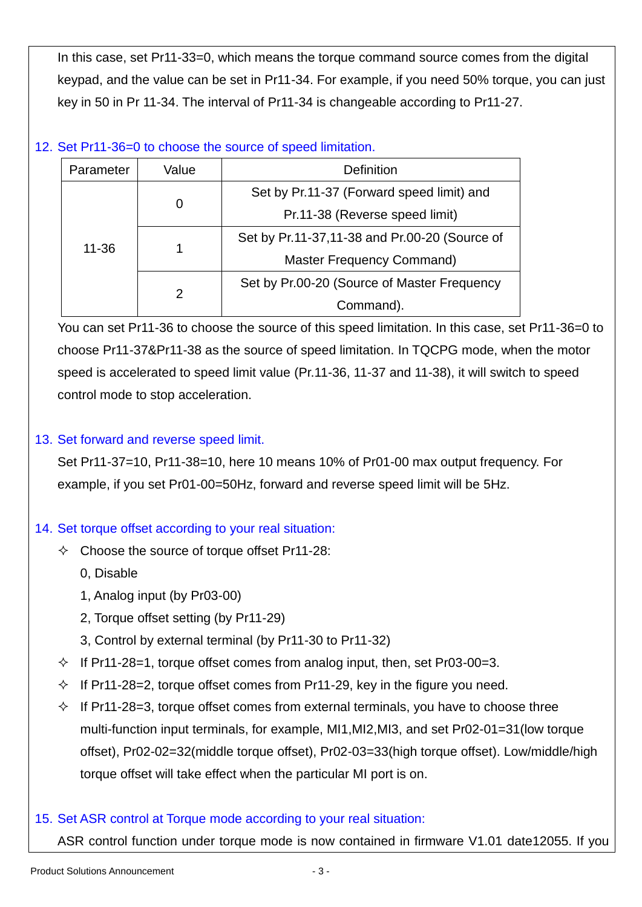In this case, set Pr11-33=0, which means the torque command source comes from the digital keypad, and the value can be set in Pr11-34. For example, if you need 50% torque, you can just key in 50 in Pr 11-34. The interval of Pr11-34 is changeable according to Pr11-27.

12. Set Pr11-36=0 to choose the source of speed limitation.

| Parameter | Value | Definition |
|---|---|---|
| 11-36 | 0 | Set by Pr.11-37 (Forward speed limit) and Pr.11-38 (Reverse speed limit) |
| | 1 | Set by Pr.11-37,11-38 and Pr.00-20 (Source of Master Frequency Command) |
| | 2 | Set by Pr.00-20 (Source of Master Frequency Command). |

You can set Pr11-36 to choose the source of this speed limitation. In this case, set Pr11-36=0 to choose Pr11-37&Pr11-38 as the source of speed limitation. In TQCPG mode, when the motor speed is accelerated to speed limit value (Pr.11-36, 11-37 and 11-38), it will switch to speed control mode to stop acceleration.

13. Set forward and reverse speed limit.

Set Pr11-37=10, Pr11-38=10, here 10 means 10% of Pr01-00 max output frequency. For example, if you set Pr01-00=50Hz, forward and reverse speed limit will be 5Hz.

14. Set torque offset according to your real situation:

- ✧ Choose the source of torque offset Pr11-28:

  0, Disable

  1, Analog input (by Pr03-00)

  2, Torque offset setting (by Pr11-29)

  3, Control by external terminal (by Pr11-30 to Pr11-32)
- ✧ If Pr11-28=1, torque offset comes from analog input, then, set Pr03-00=3.
- ✧ If Pr11-28=2, torque offset comes from Pr11-29, key in the figure you need.
- ✧ If Pr11-28=3, torque offset comes from external terminals, you have to choose three multi-function input terminals, for example, MI1,MI2,MI3, and set Pr02-01=31(low torque offset), Pr02-02=32(middle torque offset), Pr02-03=33(high torque offset). Low/middle/high torque offset will take effect when the particular MI port is on.

15. Set ASR control at Torque mode according to your real situation:

ASR control function under torque mode is now contained in firmware V1.01 date12055. If you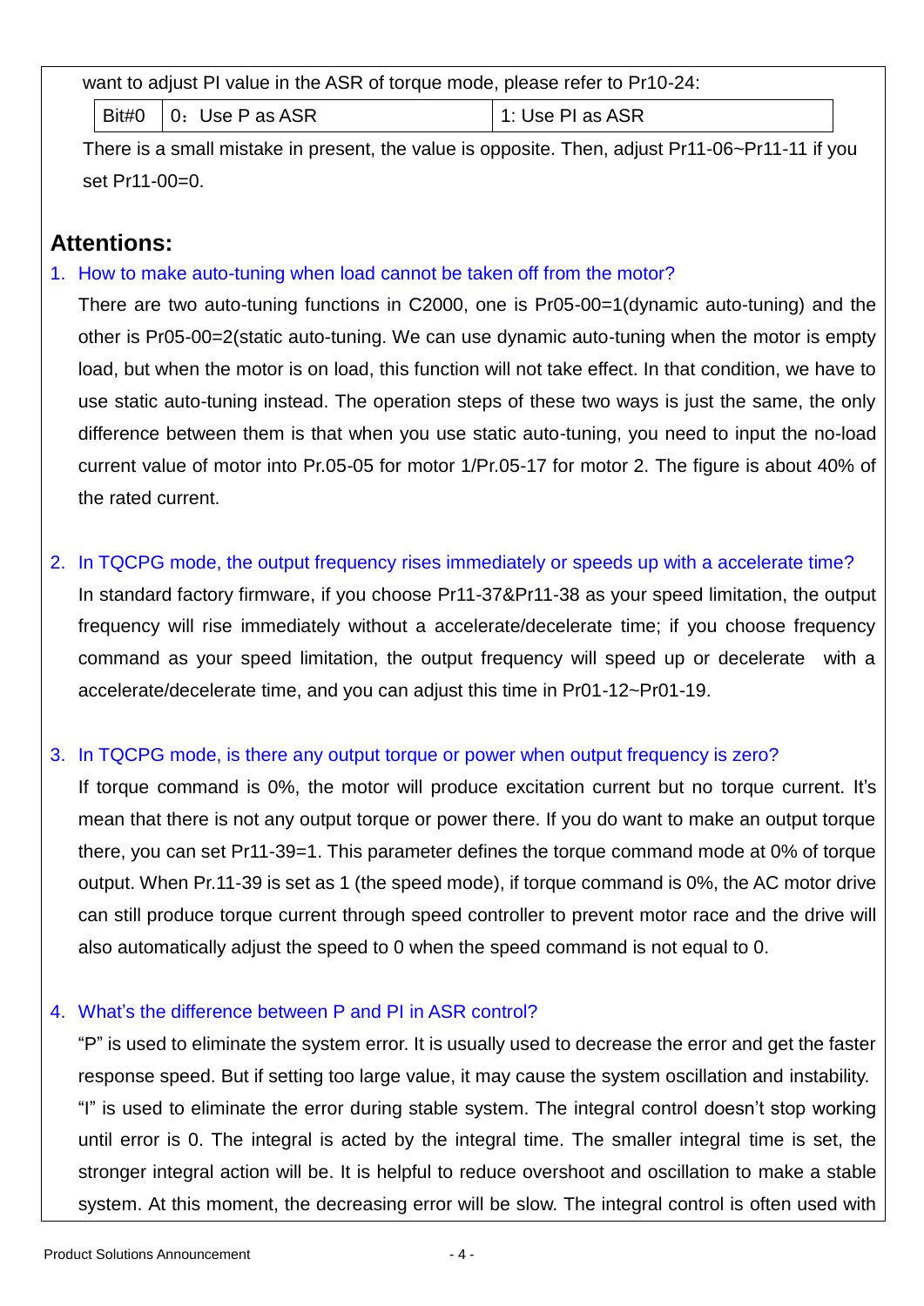want to adjust PI value in the ASR of torque mode, please refer to Pr10-24:

| Bit#0 | 0：Use P as ASR | 1: Use PI as ASR |
|---|---|---|

There is a small mistake in present, the value is opposite. Then, adjust Pr11-06~Pr11-11 if you set Pr11-00=0.

## Attentions:

1. How to make auto-tuning when load cannot be taken off from the motor?

   There are two auto-tuning functions in C2000, one is Pr05-00=1(dynamic auto-tuning) and the other is Pr05-00=2(static auto-tuning. We can use dynamic auto-tuning when the motor is empty load, but when the motor is on load, this function will not take effect. In that condition, we have to use static auto-tuning instead. The operation steps of these two ways is just the same, the only difference between them is that when you use static auto-tuning, you need to input the no-load current value of motor into Pr.05-05 for motor 1/Pr.05-17 for motor 2. The figure is about 40% of the rated current.

2. In TQCPG mode, the output frequency rises immediately or speeds up with a accelerate time?

   In standard factory firmware, if you choose Pr11-37&Pr11-38 as your speed limitation, the output frequency will rise immediately without a accelerate/decelerate time; if you choose frequency command as your speed limitation, the output frequency will speed up or decelerate with a accelerate/decelerate time, and you can adjust this time in Pr01-12~Pr01-19.

3. In TQCPG mode, is there any output torque or power when output frequency is zero?

   If torque command is 0%, the motor will produce excitation current but no torque current. It's mean that there is not any output torque or power there. If you do want to make an output torque there, you can set Pr11-39=1. This parameter defines the torque command mode at 0% of torque output. When Pr.11-39 is set as 1 (the speed mode), if torque command is 0%, the AC motor drive can still produce torque current through speed controller to prevent motor race and the drive will also automatically adjust the speed to 0 when the speed command is not equal to 0.

4. What's the difference between P and PI in ASR control?

   "P" is used to eliminate the system error. It is usually used to decrease the error and get the faster response speed. But if setting too large value, it may cause the system oscillation and instability.
   "I" is used to eliminate the error during stable system. The integral control doesn't stop working until error is 0. The integral is acted by the integral time. The smaller integral time is set, the stronger integral action will be. It is helpful to reduce overshoot and oscillation to make a stable system. At this moment, the decreasing error will be slow. The integral control is often used with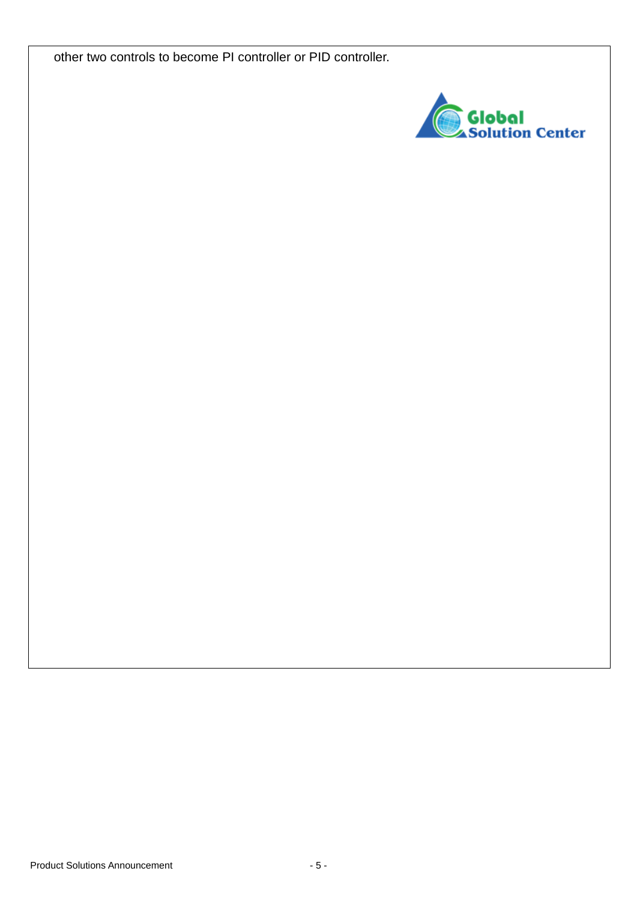other two controls to become PI controller or PID controller.